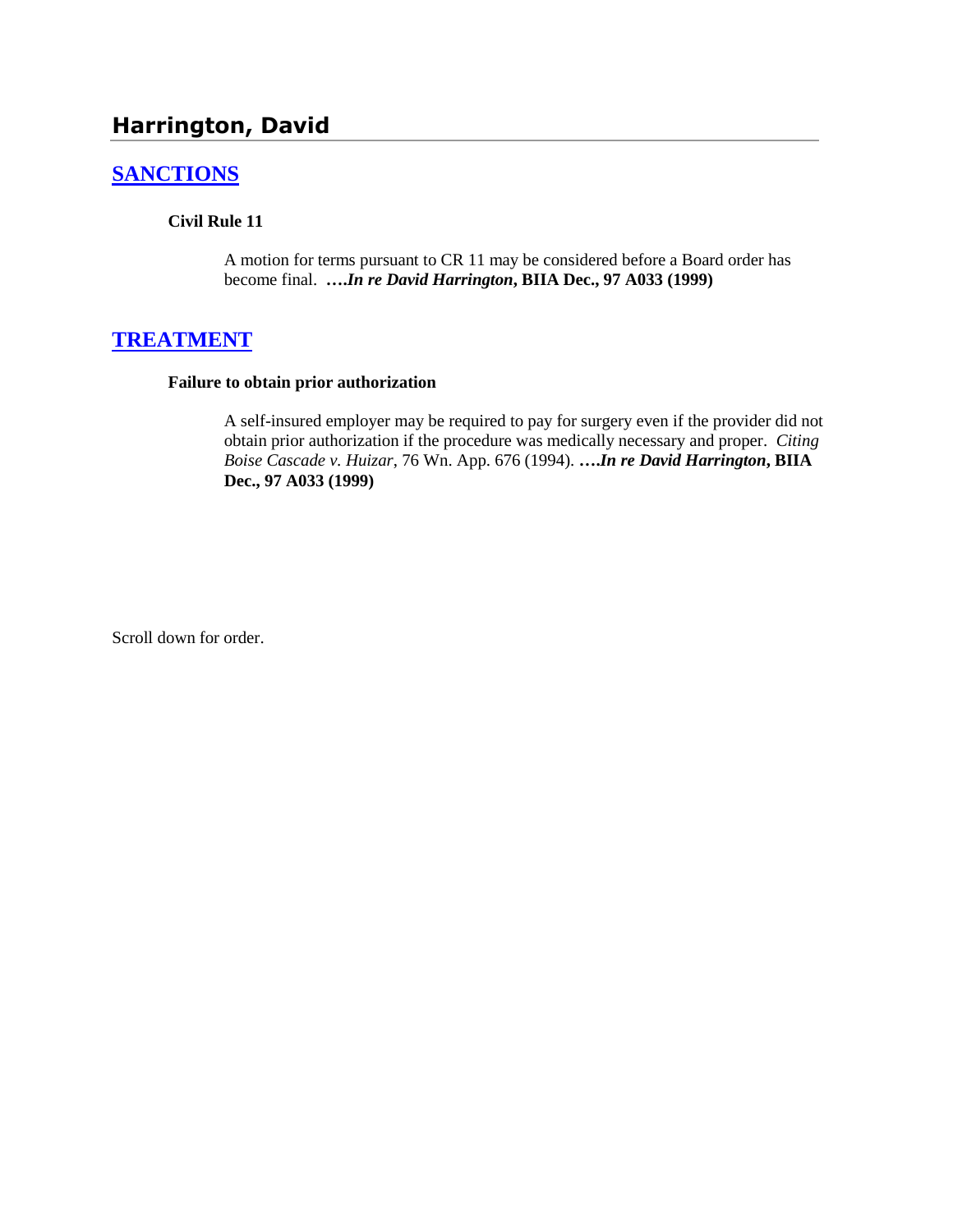# Harrington, David

## SANCTIONS

### Civil Rule 11

A motion for terms pursuant to CR 11 may be considered before a Board order has become final. **….*In re David Harrington*, BIIA Dec., 97 A033 (1999)**

## TREATMENT

### Failure to obtain prior authorization

A self-insured employer may be required to pay for surgery even if the provider did not obtain prior authorization if the procedure was medically necessary and proper. *Citing Boise Cascade v. Huizar*, 76 Wn. App. 676 (1994). **….*In re David Harrington*, BIIA Dec., 97 A033 (1999)**

Scroll down for order.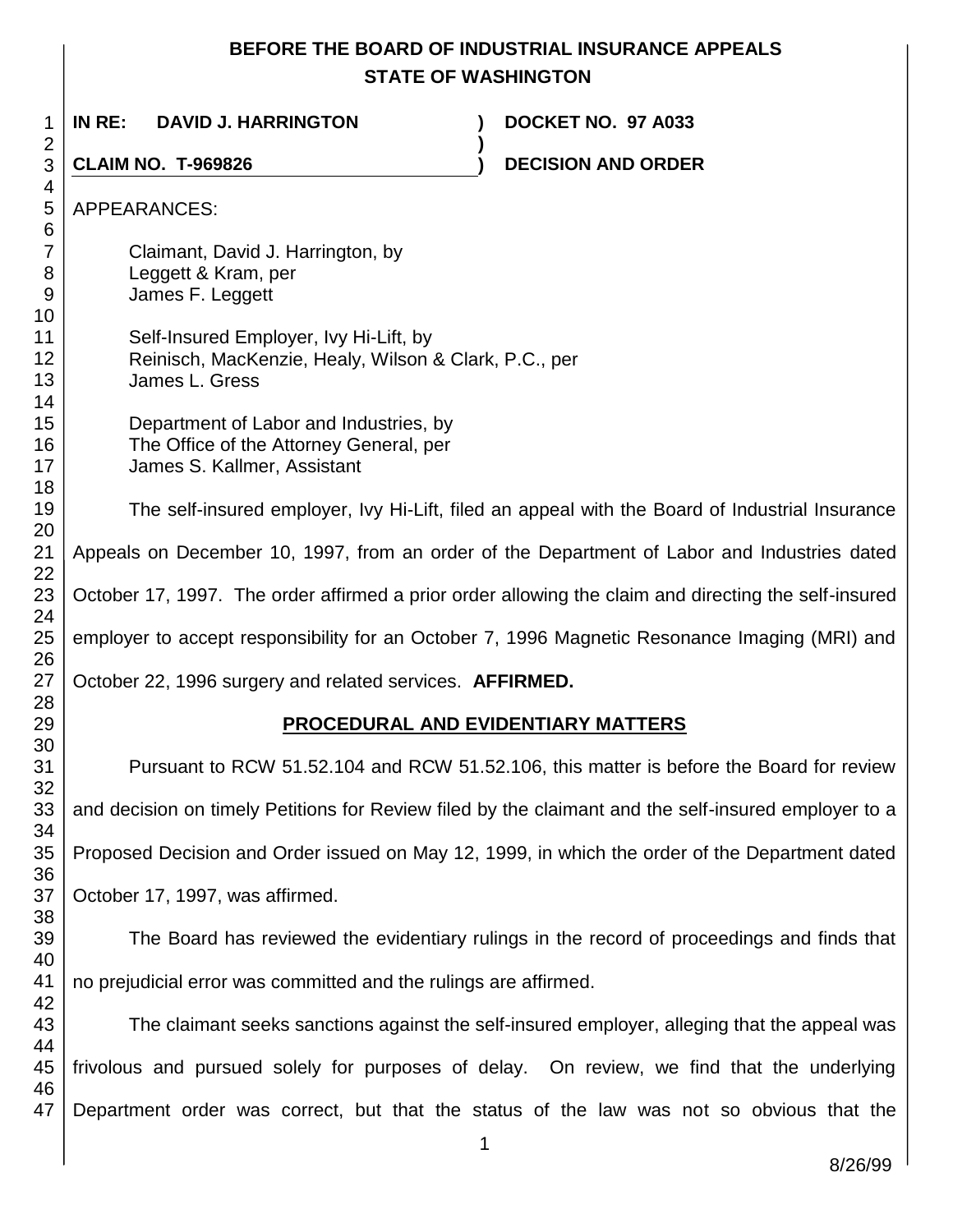**BEFORE THE BOARD OF INDUSTRIAL INSURANCE APPEALS**
**STATE OF WASHINGTON**

**IN RE: DAVID J. HARRINGTON** ) **DOCKET NO. 97 A033**
)
**CLAIM NO. T-969826** ) **DECISION AND ORDER**

APPEARANCES:

Claimant, David J. Harrington, by
Leggett & Kram, per
James F. Leggett

Self-Insured Employer, Ivy Hi-Lift, by
Reinisch, MacKenzie, Healy, Wilson & Clark, P.C., per
James L. Gress

Department of Labor and Industries, by
The Office of the Attorney General, per
James S. Kallmer, Assistant

The self-insured employer, Ivy Hi-Lift, filed an appeal with the Board of Industrial Insurance Appeals on December 10, 1997, from an order of the Department of Labor and Industries dated October 17, 1997. The order affirmed a prior order allowing the claim and directing the self-insured employer to accept responsibility for an October 7, 1996 Magnetic Resonance Imaging (MRI) and October 22, 1996 surgery and related services. **AFFIRMED.**

## PROCEDURAL AND EVIDENTIARY MATTERS

Pursuant to RCW 51.52.104 and RCW 51.52.106, this matter is before the Board for review and decision on timely Petitions for Review filed by the claimant and the self-insured employer to a Proposed Decision and Order issued on May 12, 1999, in which the order of the Department dated October 17, 1997, was affirmed.

The Board has reviewed the evidentiary rulings in the record of proceedings and finds that no prejudicial error was committed and the rulings are affirmed.

The claimant seeks sanctions against the self-insured employer, alleging that the appeal was frivolous and pursued solely for purposes of delay. On review, we find that the underlying Department order was correct, but that the status of the law was not so obvious that the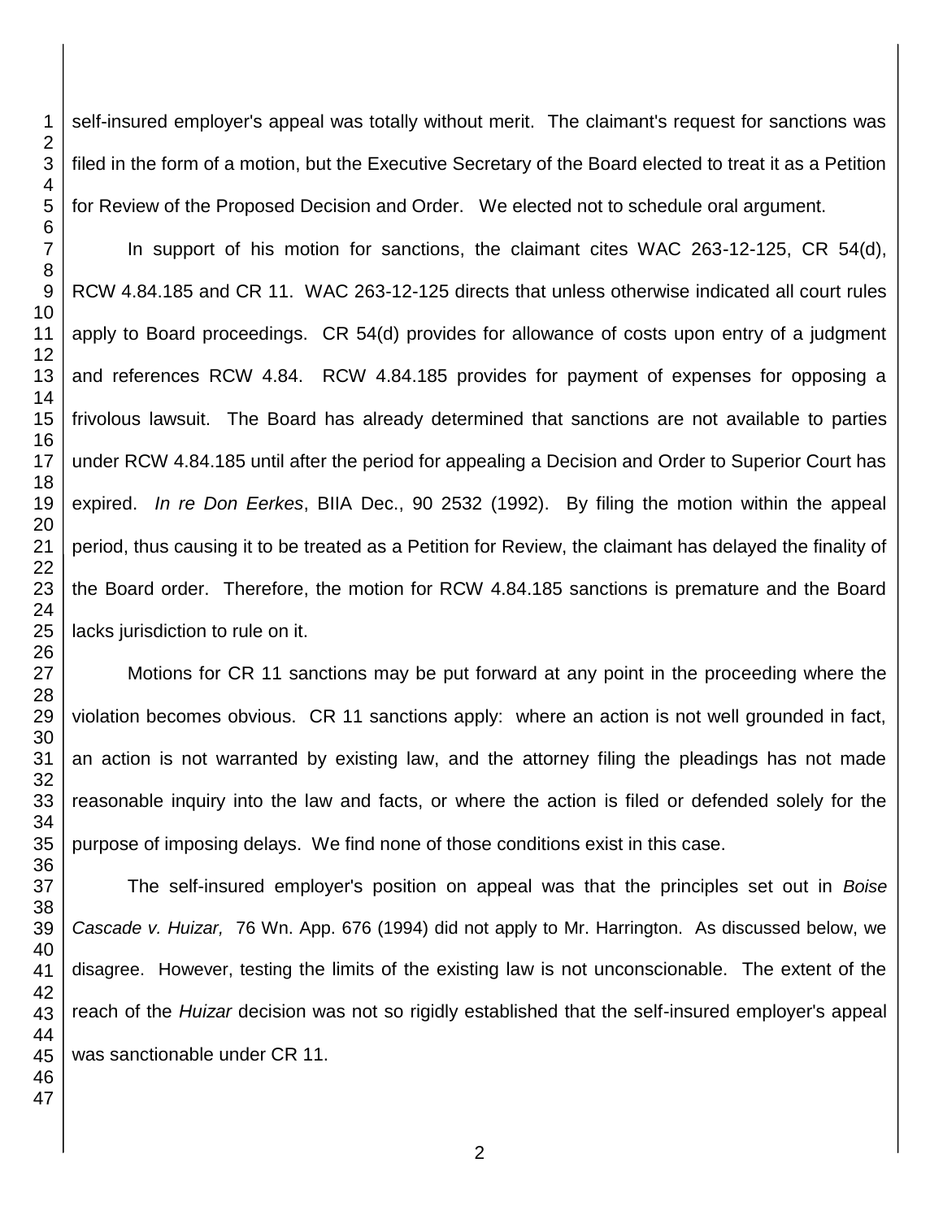self-insured employer's appeal was totally without merit. The claimant's request for sanctions was filed in the form of a motion, but the Executive Secretary of the Board elected to treat it as a Petition for Review of the Proposed Decision and Order. We elected not to schedule oral argument.

In support of his motion for sanctions, the claimant cites WAC 263-12-125, CR 54(d), RCW 4.84.185 and CR 11. WAC 263-12-125 directs that unless otherwise indicated all court rules apply to Board proceedings. CR 54(d) provides for allowance of costs upon entry of a judgment and references RCW 4.84. RCW 4.84.185 provides for payment of expenses for opposing a frivolous lawsuit. The Board has already determined that sanctions are not available to parties under RCW 4.84.185 until after the period for appealing a Decision and Order to Superior Court has expired. *In re Don Eerkes*, BIIA Dec., 90 2532 (1992). By filing the motion within the appeal period, thus causing it to be treated as a Petition for Review, the claimant has delayed the finality of the Board order. Therefore, the motion for RCW 4.84.185 sanctions is premature and the Board lacks jurisdiction to rule on it.

Motions for CR 11 sanctions may be put forward at any point in the proceeding where the violation becomes obvious. CR 11 sanctions apply: where an action is not well grounded in fact, an action is not warranted by existing law, and the attorney filing the pleadings has not made reasonable inquiry into the law and facts, or where the action is filed or defended solely for the purpose of imposing delays. We find none of those conditions exist in this case.

The self-insured employer's position on appeal was that the principles set out in *Boise Cascade v. Huizar,* 76 Wn. App. 676 (1994) did not apply to Mr. Harrington. As discussed below, we disagree. However, testing the limits of the existing law is not unconscionable. The extent of the reach of the *Huizar* decision was not so rigidly established that the self-insured employer's appeal was sanctionable under CR 11.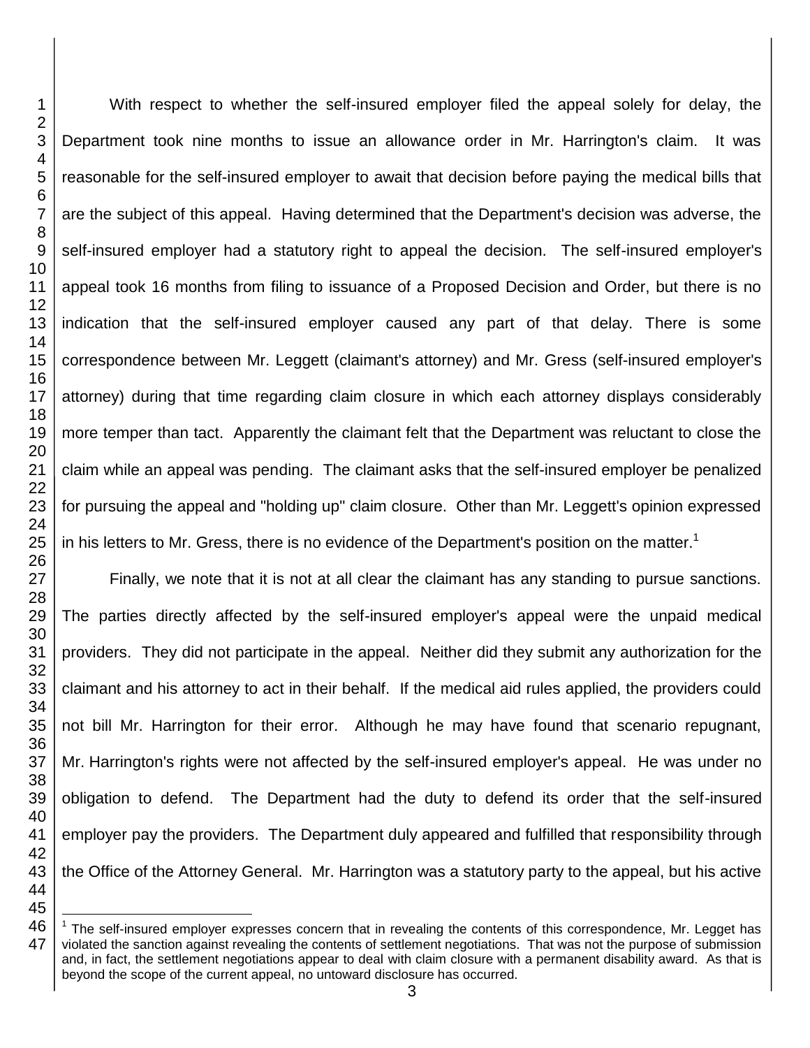With respect to whether the self-insured employer filed the appeal solely for delay, the Department took nine months to issue an allowance order in Mr. Harrington's claim. It was reasonable for the self-insured employer to await that decision before paying the medical bills that are the subject of this appeal. Having determined that the Department's decision was adverse, the self-insured employer had a statutory right to appeal the decision. The self-insured employer's appeal took 16 months from filing to issuance of a Proposed Decision and Order, but there is no indication that the self-insured employer caused any part of that delay. There is some correspondence between Mr. Leggett (claimant's attorney) and Mr. Gress (self-insured employer's attorney) during that time regarding claim closure in which each attorney displays considerably more temper than tact. Apparently the claimant felt that the Department was reluctant to close the claim while an appeal was pending. The claimant asks that the self-insured employer be penalized for pursuing the appeal and "holding up" claim closure. Other than Mr. Leggett's opinion expressed in his letters to Mr. Gress, there is no evidence of the Department's position on the matter.[1]

Finally, we note that it is not at all clear the claimant has any standing to pursue sanctions. The parties directly affected by the self-insured employer's appeal were the unpaid medical providers. They did not participate in the appeal. Neither did they submit any authorization for the claimant and his attorney to act in their behalf. If the medical aid rules applied, the providers could not bill Mr. Harrington for their error. Although he may have found that scenario repugnant, Mr. Harrington's rights were not affected by the self-insured employer's appeal. He was under no obligation to defend. The Department had the duty to defend its order that the self-insured employer pay the providers. The Department duly appeared and fulfilled that responsibility through the Office of the Attorney General. Mr. Harrington was a statutory party to the appeal, but his active

---

[1] The self-insured employer expresses concern that in revealing the contents of this correspondence, Mr. Legget has violated the sanction against revealing the contents of settlement negotiations. That was not the purpose of submission and, in fact, the settlement negotiations appear to deal with claim closure with a permanent disability award. As that is beyond the scope of the current appeal, no untoward disclosure has occurred.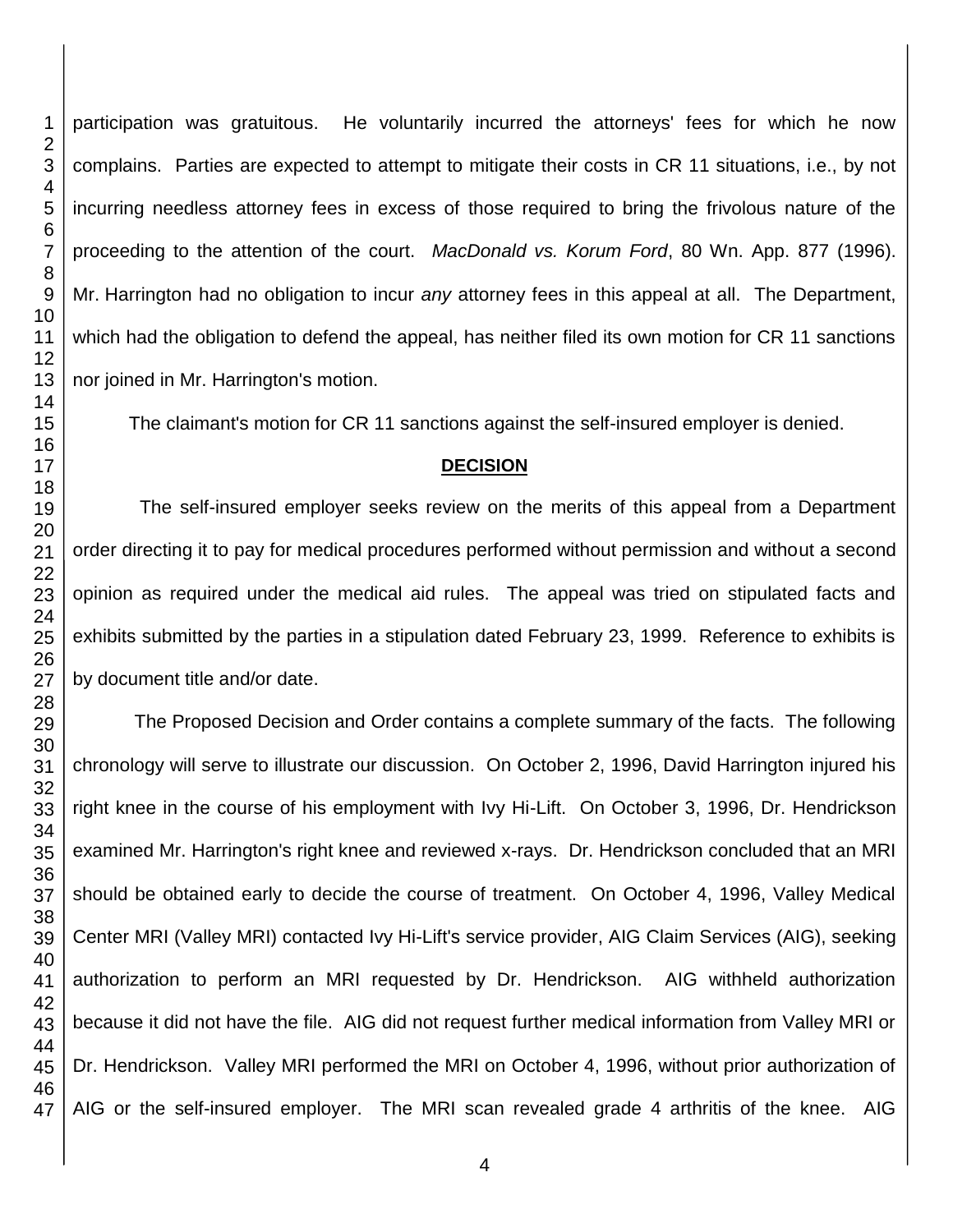participation was gratuitous. He voluntarily incurred the attorneys' fees for which he now complains. Parties are expected to attempt to mitigate their costs in CR 11 situations, i.e., by not incurring needless attorney fees in excess of those required to bring the frivolous nature of the proceeding to the attention of the court. *MacDonald vs. Korum Ford*, 80 Wn. App. 877 (1996). Mr. Harrington had no obligation to incur *any* attorney fees in this appeal at all. The Department, which had the obligation to defend the appeal, has neither filed its own motion for CR 11 sanctions nor joined in Mr. Harrington's motion.

The claimant's motion for CR 11 sanctions against the self-insured employer is denied.

**DECISION**

The self-insured employer seeks review on the merits of this appeal from a Department order directing it to pay for medical procedures performed without permission and without a second opinion as required under the medical aid rules. The appeal was tried on stipulated facts and exhibits submitted by the parties in a stipulation dated February 23, 1999. Reference to exhibits is by document title and/or date.

The Proposed Decision and Order contains a complete summary of the facts. The following chronology will serve to illustrate our discussion. On October 2, 1996, David Harrington injured his right knee in the course of his employment with Ivy Hi-Lift. On October 3, 1996, Dr. Hendrickson examined Mr. Harrington's right knee and reviewed x-rays. Dr. Hendrickson concluded that an MRI should be obtained early to decide the course of treatment. On October 4, 1996, Valley Medical Center MRI (Valley MRI) contacted Ivy Hi-Lift's service provider, AIG Claim Services (AIG), seeking authorization to perform an MRI requested by Dr. Hendrickson. AIG withheld authorization because it did not have the file. AIG did not request further medical information from Valley MRI or Dr. Hendrickson. Valley MRI performed the MRI on October 4, 1996, without prior authorization of AIG or the self-insured employer. The MRI scan revealed grade 4 arthritis of the knee. AIG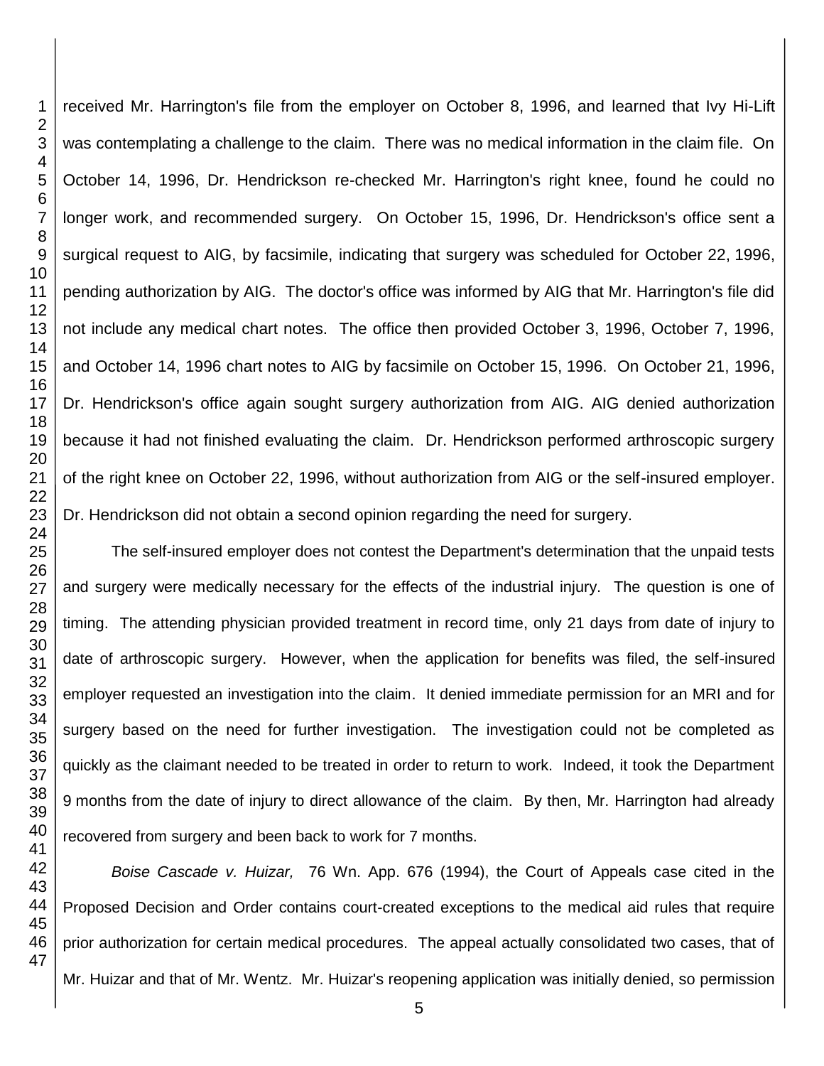received Mr. Harrington's file from the employer on October 8, 1996, and learned that Ivy Hi-Lift was contemplating a challenge to the claim. There was no medical information in the claim file. On October 14, 1996, Dr. Hendrickson re-checked Mr. Harrington's right knee, found he could no longer work, and recommended surgery. On October 15, 1996, Dr. Hendrickson's office sent a surgical request to AIG, by facsimile, indicating that surgery was scheduled for October 22, 1996, pending authorization by AIG. The doctor's office was informed by AIG that Mr. Harrington's file did not include any medical chart notes. The office then provided October 3, 1996, October 7, 1996, and October 14, 1996 chart notes to AIG by facsimile on October 15, 1996. On October 21, 1996, Dr. Hendrickson's office again sought surgery authorization from AIG. AIG denied authorization because it had not finished evaluating the claim. Dr. Hendrickson performed arthroscopic surgery of the right knee on October 22, 1996, without authorization from AIG or the self-insured employer. Dr. Hendrickson did not obtain a second opinion regarding the need for surgery.

The self-insured employer does not contest the Department's determination that the unpaid tests and surgery were medically necessary for the effects of the industrial injury. The question is one of timing. The attending physician provided treatment in record time, only 21 days from date of injury to date of arthroscopic surgery. However, when the application for benefits was filed, the self-insured employer requested an investigation into the claim. It denied immediate permission for an MRI and for surgery based on the need for further investigation. The investigation could not be completed as quickly as the claimant needed to be treated in order to return to work. Indeed, it took the Department 9 months from the date of injury to direct allowance of the claim. By then, Mr. Harrington had already recovered from surgery and been back to work for 7 months.

*Boise Cascade v. Huizar,* 76 Wn. App. 676 (1994), the Court of Appeals case cited in the Proposed Decision and Order contains court-created exceptions to the medical aid rules that require prior authorization for certain medical procedures. The appeal actually consolidated two cases, that of Mr. Huizar and that of Mr. Wentz. Mr. Huizar's reopening application was initially denied, so permission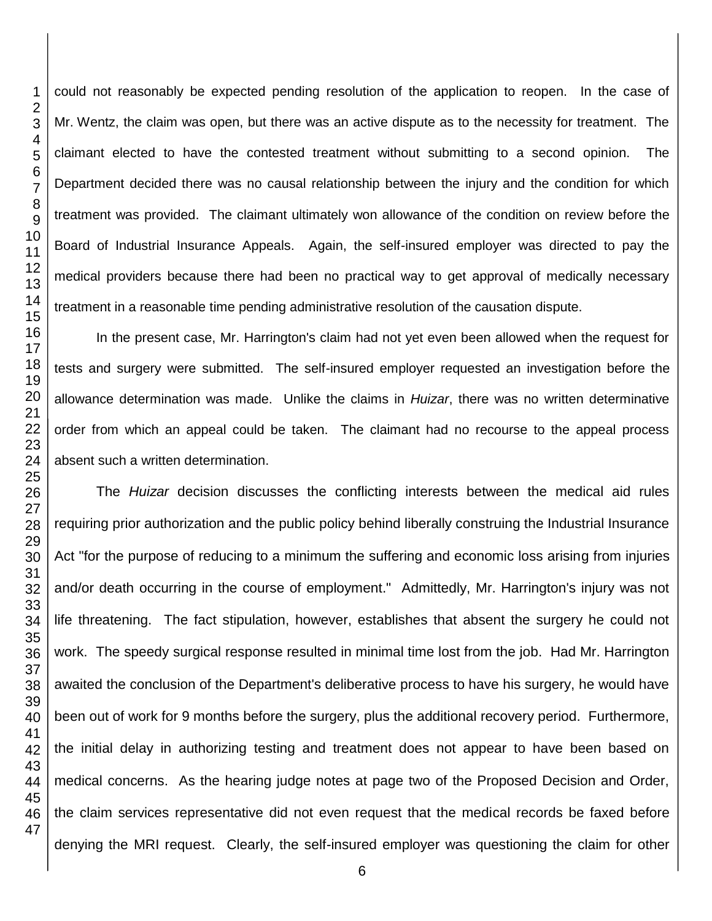could not reasonably be expected pending resolution of the application to reopen. In the case of Mr. Wentz, the claim was open, but there was an active dispute as to the necessity for treatment. The claimant elected to have the contested treatment without submitting to a second opinion. The Department decided there was no causal relationship between the injury and the condition for which treatment was provided. The claimant ultimately won allowance of the condition on review before the Board of Industrial Insurance Appeals. Again, the self-insured employer was directed to pay the medical providers because there had been no practical way to get approval of medically necessary treatment in a reasonable time pending administrative resolution of the causation dispute.

In the present case, Mr. Harrington's claim had not yet even been allowed when the request for tests and surgery were submitted. The self-insured employer requested an investigation before the allowance determination was made. Unlike the claims in *Huizar*, there was no written determinative order from which an appeal could be taken. The claimant had no recourse to the appeal process absent such a written determination.

The *Huizar* decision discusses the conflicting interests between the medical aid rules requiring prior authorization and the public policy behind liberally construing the Industrial Insurance Act "for the purpose of reducing to a minimum the suffering and economic loss arising from injuries and/or death occurring in the course of employment." Admittedly, Mr. Harrington's injury was not life threatening. The fact stipulation, however, establishes that absent the surgery he could not work. The speedy surgical response resulted in minimal time lost from the job. Had Mr. Harrington awaited the conclusion of the Department's deliberative process to have his surgery, he would have been out of work for 9 months before the surgery, plus the additional recovery period. Furthermore, the initial delay in authorizing testing and treatment does not appear to have been based on medical concerns. As the hearing judge notes at page two of the Proposed Decision and Order, the claim services representative did not even request that the medical records be faxed before denying the MRI request. Clearly, the self-insured employer was questioning the claim for other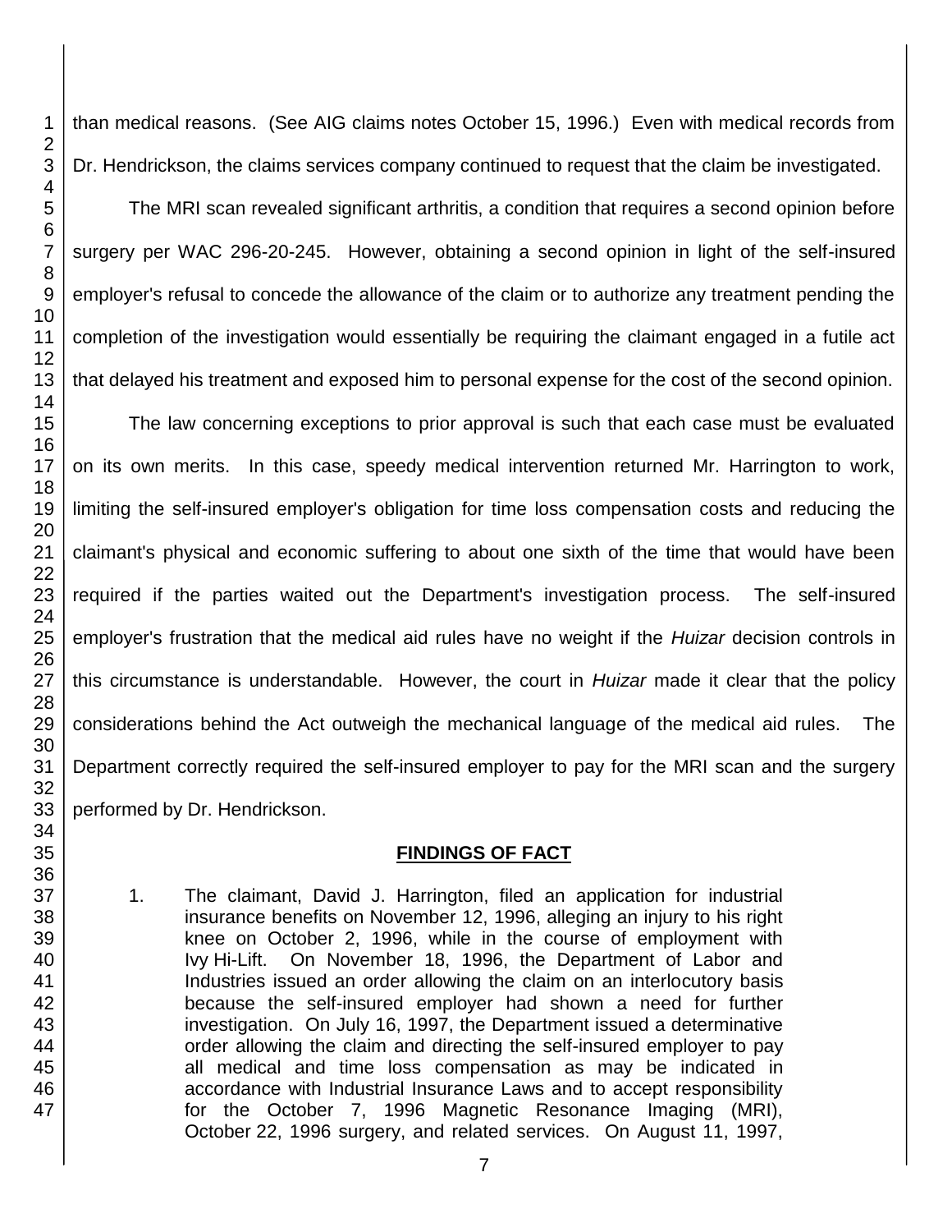than medical reasons. (See AIG claims notes October 15, 1996.) Even with medical records from Dr. Hendrickson, the claims services company continued to request that the claim be investigated.

The MRI scan revealed significant arthritis, a condition that requires a second opinion before surgery per WAC 296-20-245. However, obtaining a second opinion in light of the self-insured employer's refusal to concede the allowance of the claim or to authorize any treatment pending the completion of the investigation would essentially be requiring the claimant engaged in a futile act that delayed his treatment and exposed him to personal expense for the cost of the second opinion.

The law concerning exceptions to prior approval is such that each case must be evaluated on its own merits. In this case, speedy medical intervention returned Mr. Harrington to work, limiting the self-insured employer's obligation for time loss compensation costs and reducing the claimant's physical and economic suffering to about one sixth of the time that would have been required if the parties waited out the Department's investigation process. The self-insured employer's frustration that the medical aid rules have no weight if the *Huizar* decision controls in this circumstance is understandable. However, the court in *Huizar* made it clear that the policy considerations behind the Act outweigh the mechanical language of the medical aid rules. The Department correctly required the self-insured employer to pay for the MRI scan and the surgery performed by Dr. Hendrickson.

## FINDINGS OF FACT

1. The claimant, David J. Harrington, filed an application for industrial insurance benefits on November 12, 1996, alleging an injury to his right knee on October 2, 1996, while in the course of employment with Ivy Hi-Lift. On November 18, 1996, the Department of Labor and Industries issued an order allowing the claim on an interlocutory basis because the self-insured employer had shown a need for further investigation. On July 16, 1997, the Department issued a determinative order allowing the claim and directing the self-insured employer to pay all medical and time loss compensation as may be indicated in accordance with Industrial Insurance Laws and to accept responsibility for the October 7, 1996 Magnetic Resonance Imaging (MRI), October 22, 1996 surgery, and related services. On August 11, 1997,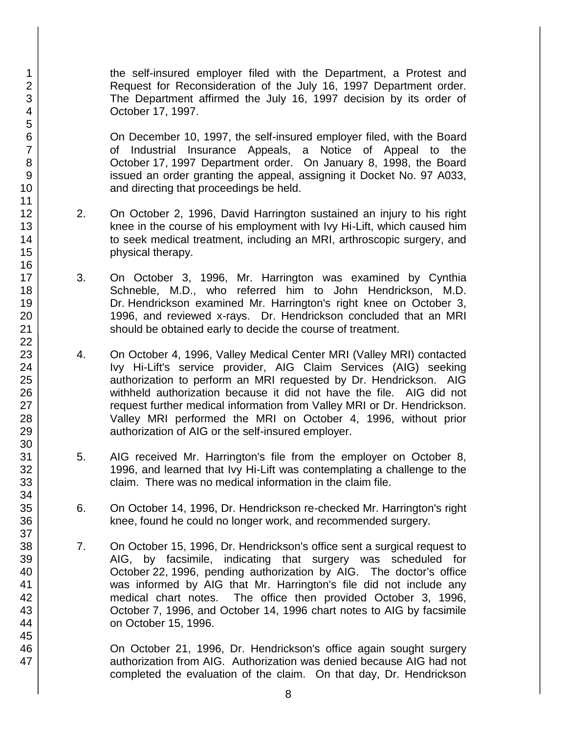the self-insured employer filed with the Department, a Protest and Request for Reconsideration of the July 16, 1997 Department order. The Department affirmed the July 16, 1997 decision by its order of October 17, 1997.

On December 10, 1997, the self-insured employer filed, with the Board of Industrial Insurance Appeals, a Notice of Appeal to the October 17, 1997 Department order. On January 8, 1998, the Board issued an order granting the appeal, assigning it Docket No. 97 A033, and directing that proceedings be held.

2. On October 2, 1996, David Harrington sustained an injury to his right knee in the course of his employment with Ivy Hi-Lift, which caused him to seek medical treatment, including an MRI, arthroscopic surgery, and physical therapy.

3. On October 3, 1996, Mr. Harrington was examined by Cynthia Schneble, M.D., who referred him to John Hendrickson, M.D. Dr. Hendrickson examined Mr. Harrington's right knee on October 3, 1996, and reviewed x-rays. Dr. Hendrickson concluded that an MRI should be obtained early to decide the course of treatment.

4. On October 4, 1996, Valley Medical Center MRI (Valley MRI) contacted Ivy Hi-Lift's service provider, AIG Claim Services (AIG) seeking authorization to perform an MRI requested by Dr. Hendrickson. AIG withheld authorization because it did not have the file. AIG did not request further medical information from Valley MRI or Dr. Hendrickson. Valley MRI performed the MRI on October 4, 1996, without prior authorization of AIG or the self-insured employer.

5. AIG received Mr. Harrington's file from the employer on October 8, 1996, and learned that Ivy Hi-Lift was contemplating a challenge to the claim. There was no medical information in the claim file.

6. On October 14, 1996, Dr. Hendrickson re-checked Mr. Harrington's right knee, found he could no longer work, and recommended surgery.

7. On October 15, 1996, Dr. Hendrickson's office sent a surgical request to AIG, by facsimile, indicating that surgery was scheduled for October 22, 1996, pending authorization by AIG. The doctor's office was informed by AIG that Mr. Harrington's file did not include any medical chart notes. The office then provided October 3, 1996, October 7, 1996, and October 14, 1996 chart notes to AIG by facsimile on October 15, 1996.

   On October 21, 1996, Dr. Hendrickson's office again sought surgery authorization from AIG. Authorization was denied because AIG had not completed the evaluation of the claim. On that day, Dr. Hendrickson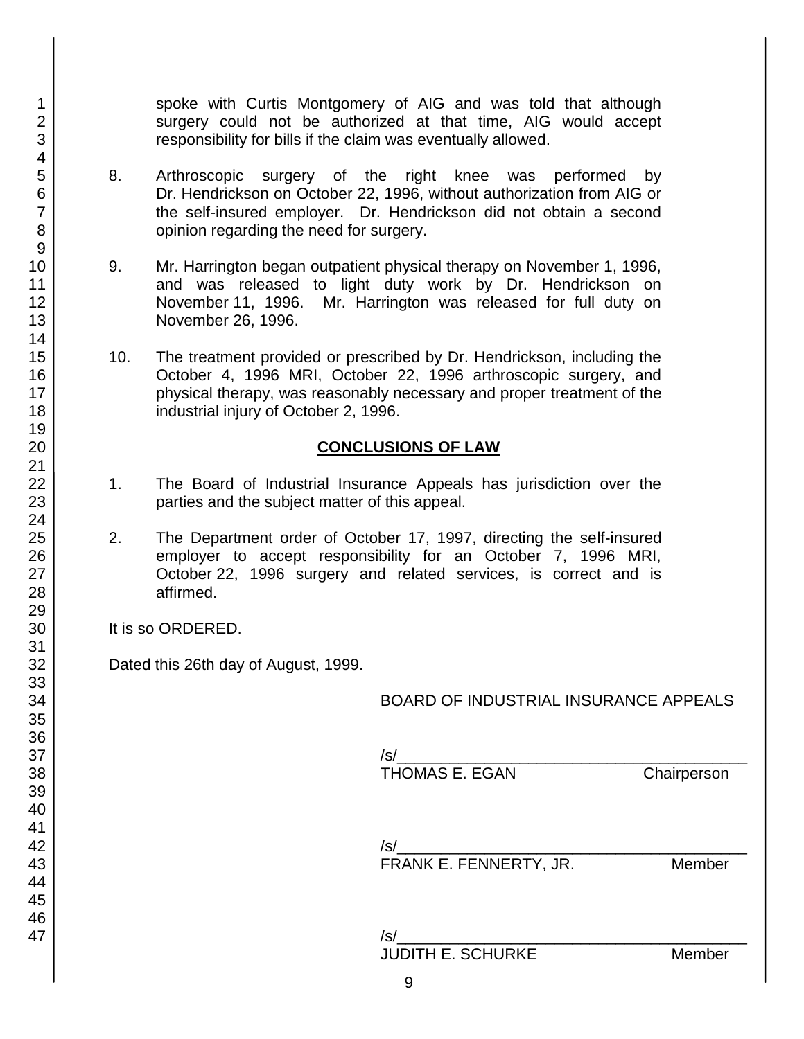spoke with Curtis Montgomery of AIG and was told that although surgery could not be authorized at that time, AIG would accept responsibility for bills if the claim was eventually allowed.

8. Arthroscopic surgery of the right knee was performed by Dr. Hendrickson on October 22, 1996, without authorization from AIG or the self-insured employer. Dr. Hendrickson did not obtain a second opinion regarding the need for surgery.

9. Mr. Harrington began outpatient physical therapy on November 1, 1996, and was released to light duty work by Dr. Hendrickson on November 11, 1996. Mr. Harrington was released for full duty on November 26, 1996.

10. The treatment provided or prescribed by Dr. Hendrickson, including the October 4, 1996 MRI, October 22, 1996 arthroscopic surgery, and physical therapy, was reasonably necessary and proper treatment of the industrial injury of October 2, 1996.

## CONCLUSIONS OF LAW

1. The Board of Industrial Insurance Appeals has jurisdiction over the parties and the subject matter of this appeal.

2. The Department order of October 17, 1997, directing the self-insured employer to accept responsibility for an October 7, 1996 MRI, October 22, 1996 surgery and related services, is correct and is affirmed.

It is so ORDERED.

Dated this 26th day of August, 1999.

BOARD OF INDUSTRIAL INSURANCE APPEALS

/s/
THOMAS E. EGAN Chairperson

/s/
FRANK E. FENNERTY, JR. Member

/s/
JUDITH E. SCHURKE Member